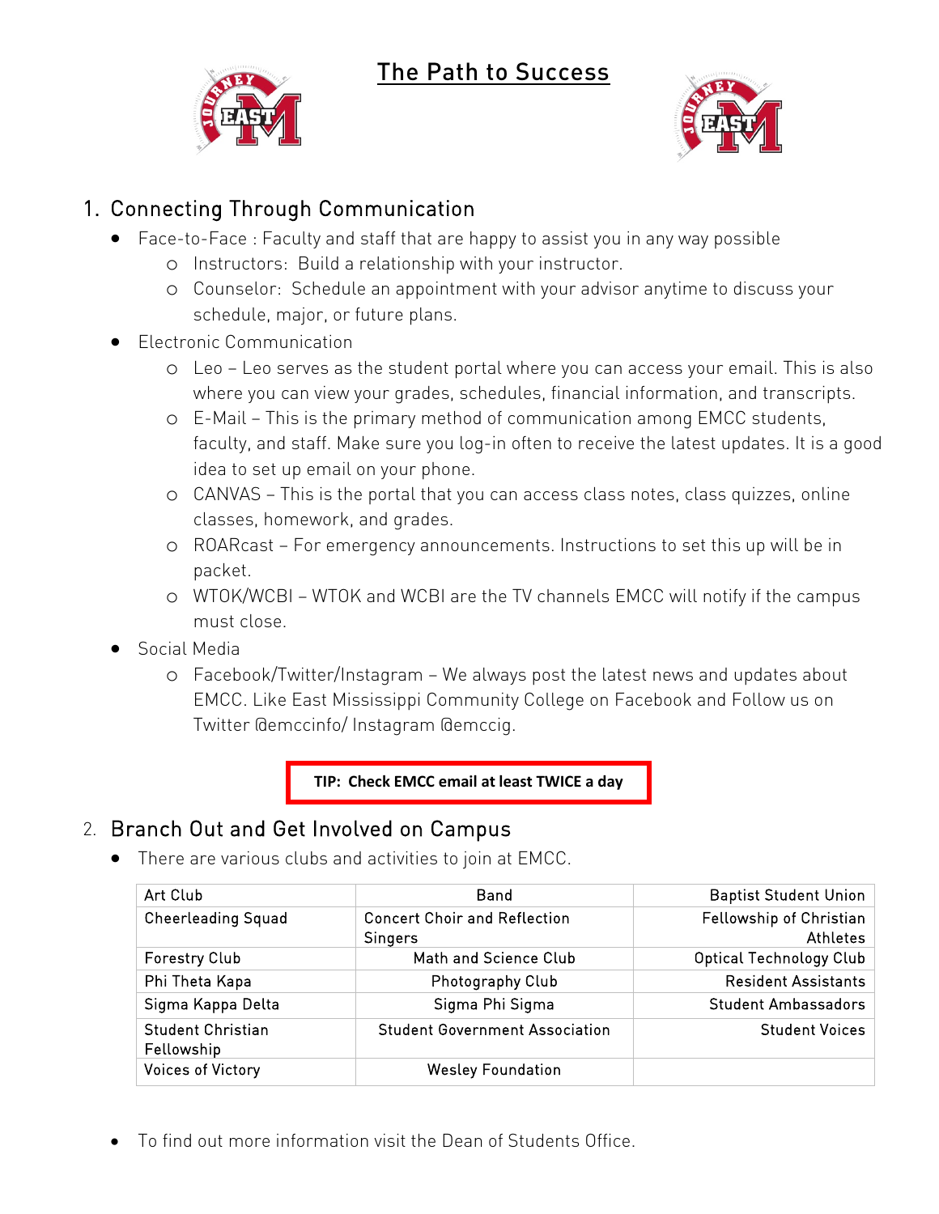# The Path to Success

## 1. Connecting Through Communication

- Face-to-Face : Faculty and staff that are happy to assist you in any way possible
  - Instructors: Build a relationship with your instructor.
  - Counselor: Schedule an appointment with your advisor anytime to discuss your schedule, major, or future plans.
- Electronic Communication
  - Leo – Leo serves as the student portal where you can access your email. This is also where you can view your grades, schedules, financial information, and transcripts.
  - E-Mail – This is the primary method of communication among EMCC students, faculty, and staff. Make sure you log-in often to receive the latest updates. It is a good idea to set up email on your phone.
  - CANVAS – This is the portal that you can access class notes, class quizzes, online classes, homework, and grades.
  - ROARcast – For emergency announcements. Instructions to set this up will be in packet.
  - WTOK/WCBI – WTOK and WCBI are the TV channels EMCC will notify if the campus must close.
- Social Media
  - Facebook/Twitter/Instagram – We always post the latest news and updates about EMCC. Like East Mississippi Community College on Facebook and Follow us on Twitter @emccinfo/ Instagram @emccig.

**TIP: Check EMCC email at least TWICE a day**

## 2. Branch Out and Get Involved on Campus

- There are various clubs and activities to join at EMCC.

| | | |
|---|---|---|
| Art Club | Band | Baptist Student Union |
| Cheerleading Squad | Concert Choir and Reflection Singers | Fellowship of Christian Athletes |
| Forestry Club | Math and Science Club | Optical Technology Club |
| Phi Theta Kapa | Photography Club | Resident Assistants |
| Sigma Kappa Delta | Sigma Phi Sigma | Student Ambassadors |
| Student Christian Fellowship | Student Government Association | Student Voices |
| Voices of Victory | Wesley Foundation | |

- To find out more information visit the Dean of Students Office.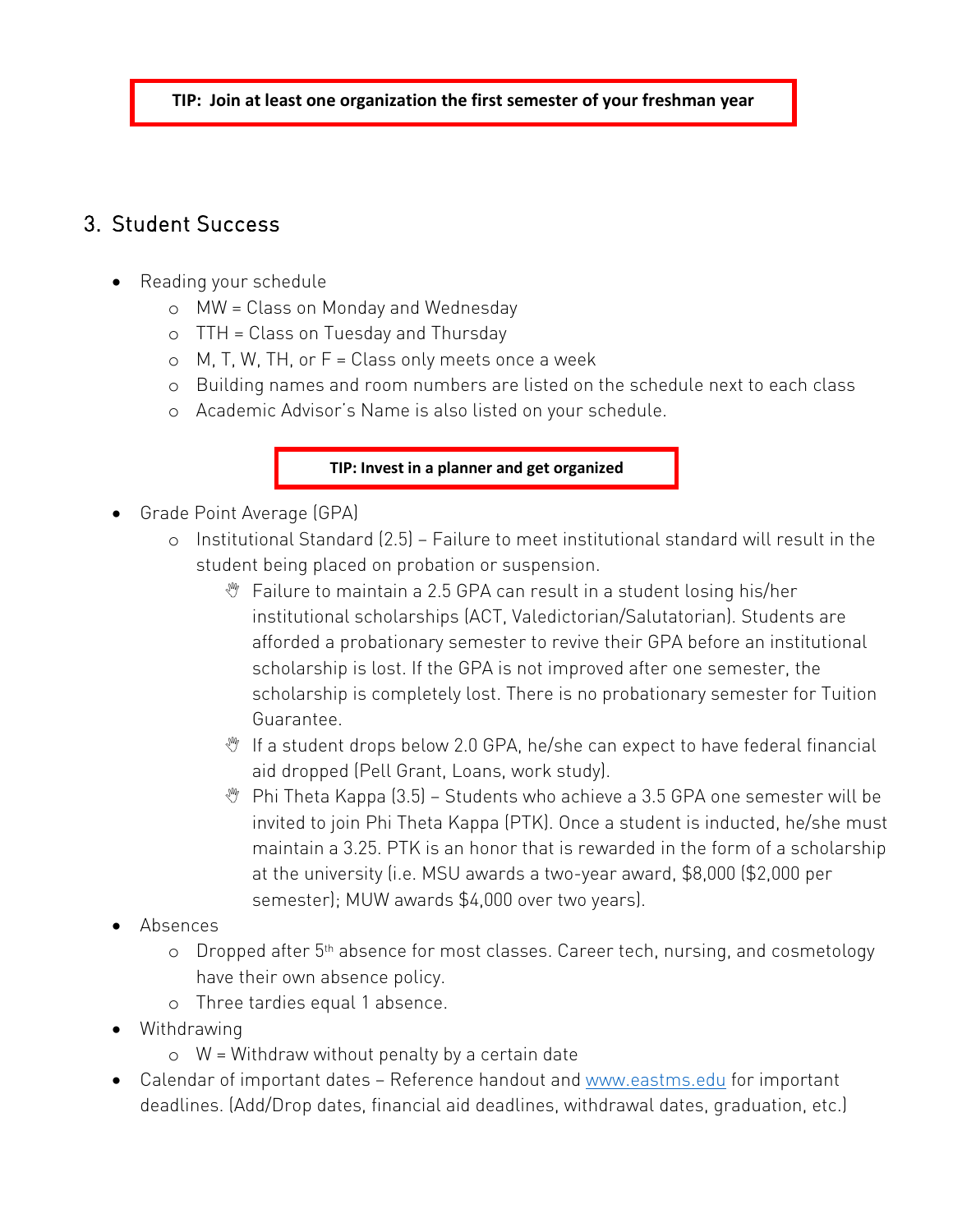**TIP: Join at least one organization the first semester of your freshman year**

## 3. Student Success

- Reading your schedule
  - MW = Class on Monday and Wednesday
  - TTH = Class on Tuesday and Thursday
  - M, T, W, TH, or F = Class only meets once a week
  - Building names and room numbers are listed on the schedule next to each class
  - Academic Advisor's Name is also listed on your schedule.

**TIP: Invest in a planner and get organized**

- Grade Point Average (GPA)
  - Institutional Standard (2.5) – Failure to meet institutional standard will result in the student being placed on probation or suspension.
    - Failure to maintain a 2.5 GPA can result in a student losing his/her institutional scholarships (ACT, Valedictorian/Salutatorian). Students are afforded a probationary semester to revive their GPA before an institutional scholarship is lost. If the GPA is not improved after one semester, the scholarship is completely lost. There is no probationary semester for Tuition Guarantee.
    - If a student drops below 2.0 GPA, he/she can expect to have federal financial aid dropped (Pell Grant, Loans, work study).
    - Phi Theta Kappa (3.5) – Students who achieve a 3.5 GPA one semester will be invited to join Phi Theta Kappa (PTK). Once a student is inducted, he/she must maintain a 3.25. PTK is an honor that is rewarded in the form of a scholarship at the university (i.e. MSU awards a two-year award, $8,000 ($2,000 per semester); MUW awards $4,000 over two years).
- Absences
  - Dropped after 5th absence for most classes. Career tech, nursing, and cosmetology have their own absence policy.
  - Three tardies equal 1 absence.
- Withdrawing
  - W = Withdraw without penalty by a certain date
- Calendar of important dates – Reference handout and www.eastms.edu for important deadlines. (Add/Drop dates, financial aid deadlines, withdrawal dates, graduation, etc.)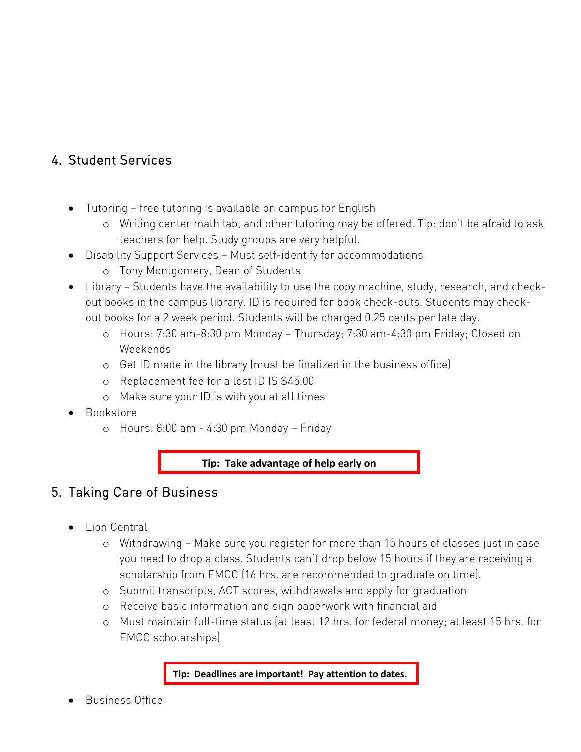## 4. Student Services

- Tutoring – free tutoring is available on campus for English
  - Writing center math lab, and other tutoring may be offered. Tip: don't be afraid to ask teachers for help. Study groups are very helpful.
- Disability Support Services – Must self-identify for accommodations
  - Tony Montgomery, Dean of Students
- Library – Students have the availability to use the copy machine, study, research, and check-out books in the campus library. ID is required for book check-outs. Students may check-out books for a 2 week period. Students will be charged 0.25 cents per late day.
  - Hours: 7:30 am-8:30 pm Monday – Thursday; 7:30 am-4:30 pm Friday; Closed on Weekends
  - Get ID made in the library (must be finalized in the business office)
  - Replacement fee for a lost ID IS $45.00
  - Make sure your ID is with you at all times
- Bookstore
  - Hours: 8:00 am - 4:30 pm Monday – Friday

**Tip: Take advantage of help early on**

## 5. Taking Care of Business

- Lion Central
  - Withdrawing – Make sure you register for more than 15 hours of classes just in case you need to drop a class. Students can't drop below 15 hours if they are receiving a scholarship from EMCC (16 hrs. are recommended to graduate on time).
  - Submit transcripts, ACT scores, withdrawals and apply for graduation
  - Receive basic information and sign paperwork with financial aid
  - Must maintain full-time status (at least 12 hrs. for federal money; at least 15 hrs. for EMCC scholarships)

**Tip: Deadlines are important! Pay attention to dates.**

- Business Office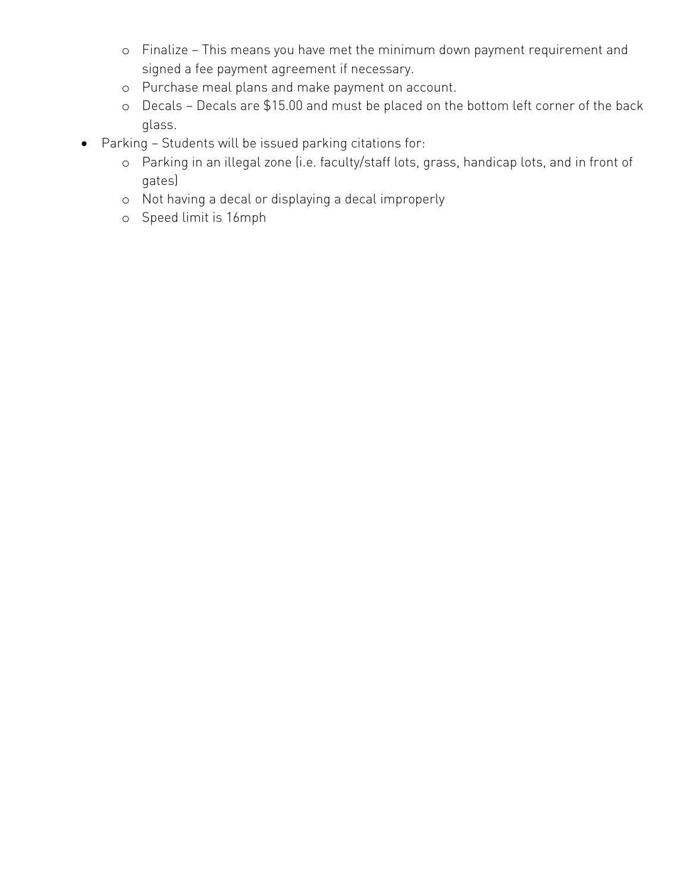- Finalize – This means you have met the minimum down payment requirement and signed a fee payment agreement if necessary.
  - Purchase meal plans and make payment on account.
  - Decals – Decals are $15.00 and must be placed on the bottom left corner of the back glass.
- Parking – Students will be issued parking citations for:
  - Parking in an illegal zone (i.e. faculty/staff lots, grass, handicap lots, and in front of gates)
  - Not having a decal or displaying a decal improperly
  - Speed limit is 16mph